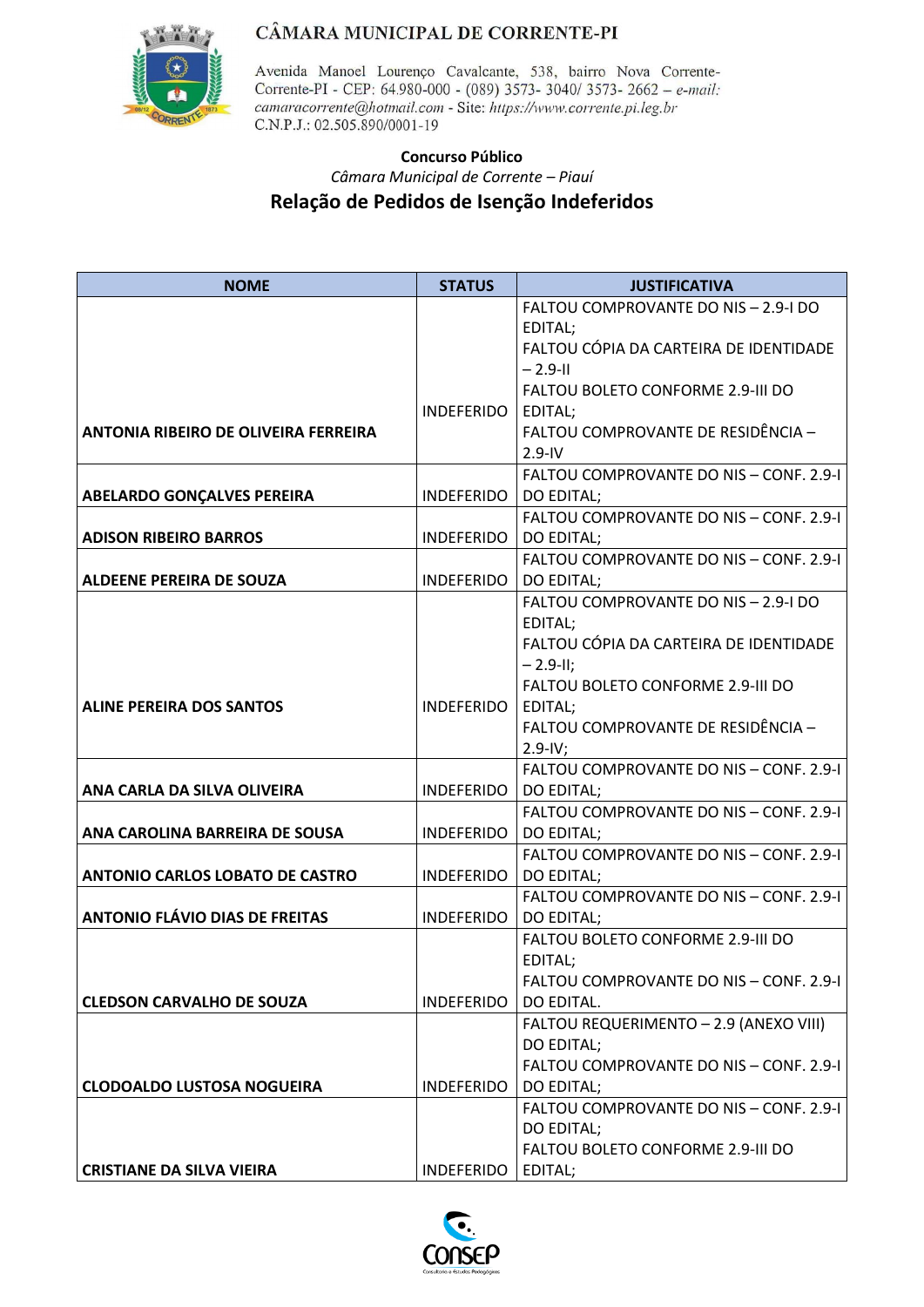CÂMARA MUNICIPAL DE CORRENTE-PI

Avenida Manoel Lourenço Cavalcante, 538, bairro Nova Corrente- Corrente-PI - CEP: 64.980-000 - (089) 3573- 3040/ 3573- 2662 – *e-mail: camaracorrente@hotmail.com* - Site: *https://www.corrente.pi.leg.br*
C.N.P.J.: 02.505.890/0001-19

**Concurso Público**

*Câmara Municipal de Corrente – Piauí*

## Relação de Pedidos de Isenção Indeferidos

| NOME | STATUS | JUSTIFICATIVA |
|---|---|---|
| **ANTONIA RIBEIRO DE OLIVEIRA FERREIRA** | INDEFERIDO | FALTOU COMPROVANTE DO NIS – 2.9-I DO EDITAL; FALTOU CÓPIA DA CARTEIRA DE IDENTIDADE – 2.9-II FALTOU BOLETO CONFORME 2.9-III DO EDITAL; FALTOU COMPROVANTE DE RESIDÊNCIA – 2.9-IV |
| **ABELARDO GONÇALVES PEREIRA** | INDEFERIDO | FALTOU COMPROVANTE DO NIS – CONF. 2.9-I DO EDITAL; |
| **ADISON RIBEIRO BARROS** | INDEFERIDO | FALTOU COMPROVANTE DO NIS – CONF. 2.9-I DO EDITAL; |
| **ALDEENE PEREIRA DE SOUZA** | INDEFERIDO | FALTOU COMPROVANTE DO NIS – CONF. 2.9-I DO EDITAL; |
| **ALINE PEREIRA DOS SANTOS** | INDEFERIDO | FALTOU COMPROVANTE DO NIS – 2.9-I DO EDITAL; FALTOU CÓPIA DA CARTEIRA DE IDENTIDADE – 2.9-II; FALTOU BOLETO CONFORME 2.9-III DO EDITAL; FALTOU COMPROVANTE DE RESIDÊNCIA – 2.9-IV; |
| **ANA CARLA DA SILVA OLIVEIRA** | INDEFERIDO | FALTOU COMPROVANTE DO NIS – CONF. 2.9-I DO EDITAL; |
| **ANA CAROLINA BARREIRA DE SOUSA** | INDEFERIDO | FALTOU COMPROVANTE DO NIS – CONF. 2.9-I DO EDITAL; |
| **ANTONIO CARLOS LOBATO DE CASTRO** | INDEFERIDO | FALTOU COMPROVANTE DO NIS – CONF. 2.9-I DO EDITAL; |
| **ANTONIO FLÁVIO DIAS DE FREITAS** | INDEFERIDO | FALTOU COMPROVANTE DO NIS – CONF. 2.9-I DO EDITAL; |
| **CLEDSON CARVALHO DE SOUZA** | INDEFERIDO | FALTOU BOLETO CONFORME 2.9-III DO EDITAL; FALTOU COMPROVANTE DO NIS – CONF. 2.9-I DO EDITAL. |
| **CLODOALDO LUSTOSA NOGUEIRA** | INDEFERIDO | FALTOU REQUERIMENTO – 2.9 (ANEXO VIII) DO EDITAL; FALTOU COMPROVANTE DO NIS – CONF. 2.9-I DO EDITAL; |
| **CRISTIANE DA SILVA VIEIRA** | INDEFERIDO | FALTOU COMPROVANTE DO NIS – CONF. 2.9-I DO EDITAL; FALTOU BOLETO CONFORME 2.9-III DO EDITAL; |

CONSEP
Consultoria e Estudos Pedagógicos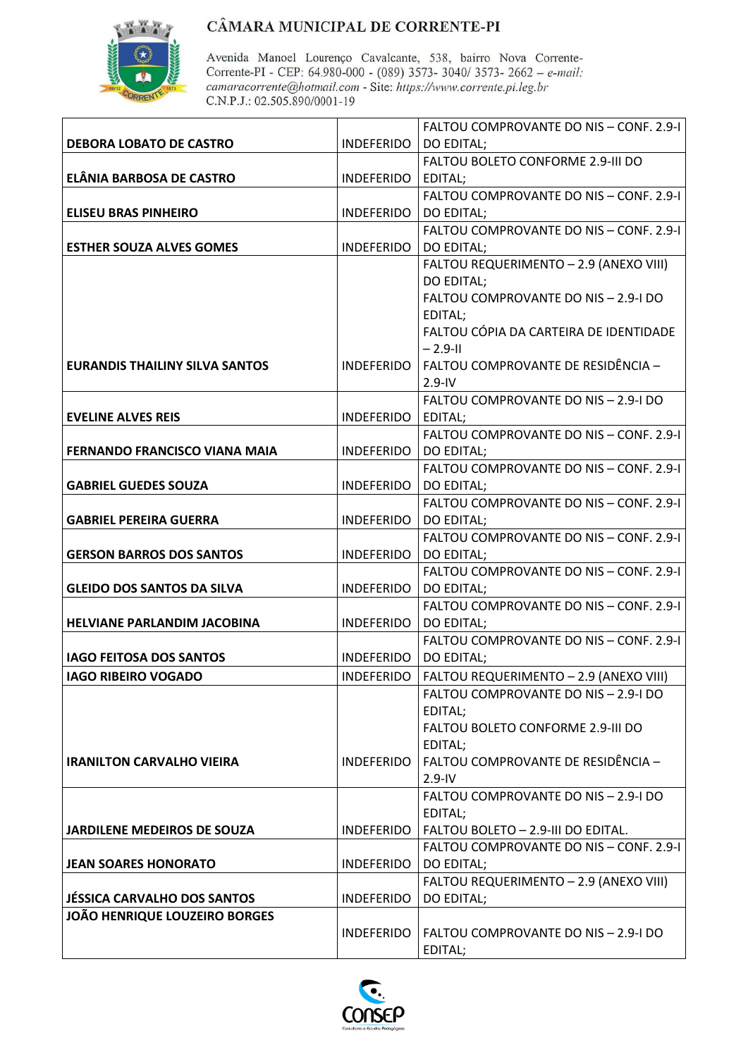| DEBORA LOBATO DE CASTRO | INDEFERIDO | FALTOU COMPROVANTE DO NIS – CONF. 2.9-I DO EDITAL; |
|---|---|---|
| ELÂNIA BARBOSA DE CASTRO | INDEFERIDO | FALTOU BOLETO CONFORME 2.9-III DO EDITAL; |
| ELISEU BRAS PINHEIRO | INDEFERIDO | FALTOU COMPROVANTE DO NIS – CONF. 2.9-I DO EDITAL; |
| ESTHER SOUZA ALVES GOMES | INDEFERIDO | FALTOU COMPROVANTE DO NIS – CONF. 2.9-I DO EDITAL; |
| EURANDIS THAILINY SILVA SANTOS | INDEFERIDO | FALTOU REQUERIMENTO – 2.9 (ANEXO VIII) DO EDITAL; FALTOU COMPROVANTE DO NIS – 2.9-I DO EDITAL; FALTOU CÓPIA DA CARTEIRA DE IDENTIDADE – 2.9-II FALTOU COMPROVANTE DE RESIDÊNCIA – 2.9-IV |
| EVELINE ALVES REIS | INDEFERIDO | FALTOU COMPROVANTE DO NIS – 2.9-I DO EDITAL; |
| FERNANDO FRANCISCO VIANA MAIA | INDEFERIDO | FALTOU COMPROVANTE DO NIS – CONF. 2.9-I DO EDITAL; |
| GABRIEL GUEDES SOUZA | INDEFERIDO | FALTOU COMPROVANTE DO NIS – CONF. 2.9-I DO EDITAL; |
| GABRIEL PEREIRA GUERRA | INDEFERIDO | FALTOU COMPROVANTE DO NIS – CONF. 2.9-I DO EDITAL; |
| GERSON BARROS DOS SANTOS | INDEFERIDO | FALTOU COMPROVANTE DO NIS – CONF. 2.9-I DO EDITAL; |
| GLEIDO DOS SANTOS DA SILVA | INDEFERIDO | FALTOU COMPROVANTE DO NIS – CONF. 2.9-I DO EDITAL; |
| HELVIANE PARLANDIM JACOBINA | INDEFERIDO | FALTOU COMPROVANTE DO NIS – CONF. 2.9-I DO EDITAL; |
| IAGO FEITOSA DOS SANTOS | INDEFERIDO | FALTOU COMPROVANTE DO NIS – CONF. 2.9-I DO EDITAL; |
| IAGO RIBEIRO VOGADO | INDEFERIDO | FALTOU REQUERIMENTO – 2.9 (ANEXO VIII) |
| IRANILTON CARVALHO VIEIRA | INDEFERIDO | FALTOU COMPROVANTE DO NIS – 2.9-I DO EDITAL; FALTOU BOLETO CONFORME 2.9-III DO EDITAL; FALTOU COMPROVANTE DE RESIDÊNCIA – 2.9-IV |
| JARDILENE MEDEIROS DE SOUZA | INDEFERIDO | FALTOU COMPROVANTE DO NIS – 2.9-I DO EDITAL; FALTOU BOLETO – 2.9-III DO EDITAL. |
| JEAN SOARES HONORATO | INDEFERIDO | FALTOU COMPROVANTE DO NIS – CONF. 2.9-I DO EDITAL; |
| JÉSSICA CARVALHO DOS SANTOS | INDEFERIDO | FALTOU REQUERIMENTO – 2.9 (ANEXO VIII) DO EDITAL; |
| JOÃO HENRIQUE LOUZEIRO BORGES | INDEFERIDO | FALTOU COMPROVANTE DO NIS – 2.9-I DO EDITAL; |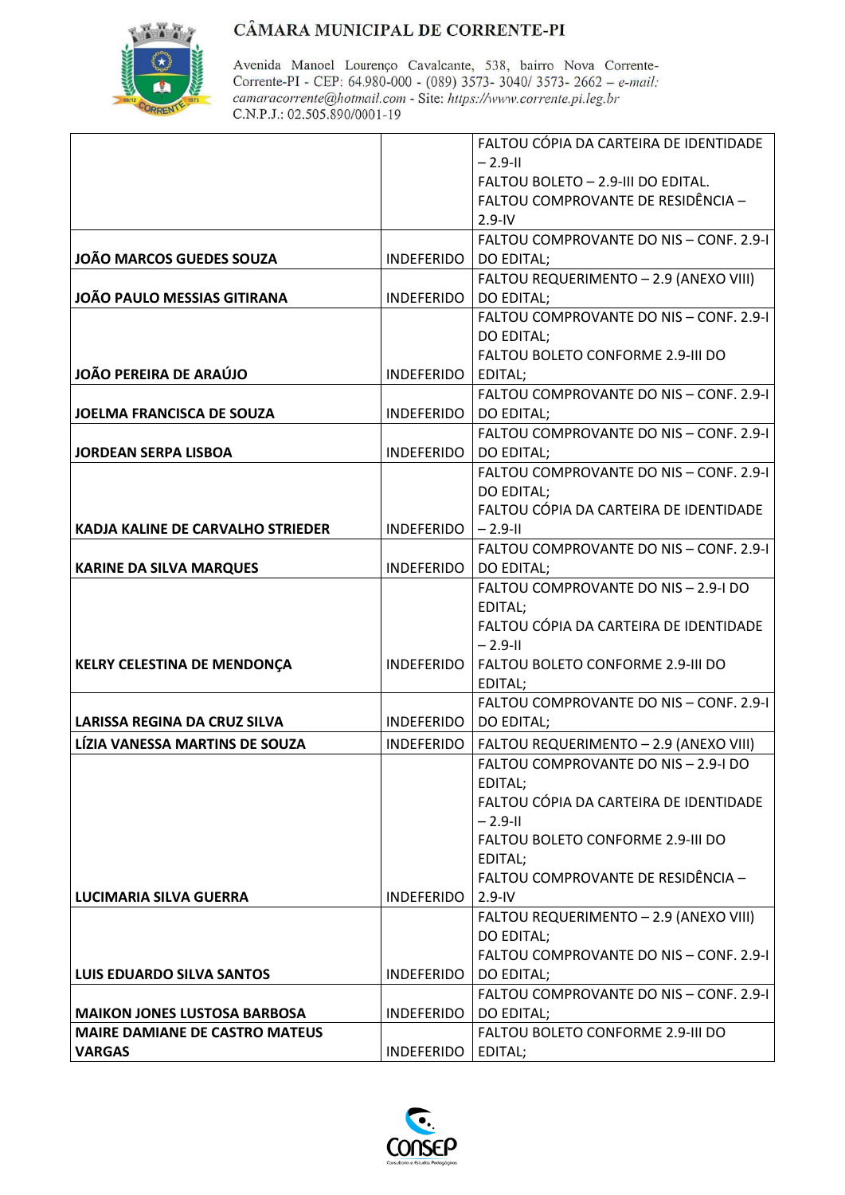| | | |
|---|---|---|
| | | FALTOU CÓPIA DA CARTEIRA DE IDENTIDADE – 2.9-II<br>FALTOU BOLETO – 2.9-III DO EDITAL.<br>FALTOU COMPROVANTE DE RESIDÊNCIA – 2.9-IV |
| **JOÃO MARCOS GUEDES SOUZA** | INDEFERIDO | FALTOU COMPROVANTE DO NIS – CONF. 2.9-I DO EDITAL; |
| **JOÃO PAULO MESSIAS GITIRANA** | INDEFERIDO | FALTOU REQUERIMENTO – 2.9 (ANEXO VIII) DO EDITAL; |
| **JOÃO PEREIRA DE ARAÚJO** | INDEFERIDO | FALTOU COMPROVANTE DO NIS – CONF. 2.9-I DO EDITAL;<br>FALTOU BOLETO CONFORME 2.9-III DO EDITAL; |
| **JOELMA FRANCISCA DE SOUZA** | INDEFERIDO | FALTOU COMPROVANTE DO NIS – CONF. 2.9-I DO EDITAL; |
| **JORDEAN SERPA LISBOA** | INDEFERIDO | FALTOU COMPROVANTE DO NIS – CONF. 2.9-I DO EDITAL; |
| **KADJA KALINE DE CARVALHO STRIEDER** | INDEFERIDO | FALTOU COMPROVANTE DO NIS – CONF. 2.9-I DO EDITAL;<br>FALTOU CÓPIA DA CARTEIRA DE IDENTIDADE – 2.9-II |
| **KARINE DA SILVA MARQUES** | INDEFERIDO | FALTOU COMPROVANTE DO NIS – CONF. 2.9-I DO EDITAL; |
| **KELRY CELESTINA DE MENDONÇA** | INDEFERIDO | FALTOU COMPROVANTE DO NIS – 2.9-I DO EDITAL;<br>FALTOU CÓPIA DA CARTEIRA DE IDENTIDADE – 2.9-II<br>FALTOU BOLETO CONFORME 2.9-III DO EDITAL; |
| **LARISSA REGINA DA CRUZ SILVA** | INDEFERIDO | FALTOU COMPROVANTE DO NIS – CONF. 2.9-I DO EDITAL; |
| **LÍZIA VANESSA MARTINS DE SOUZA** | INDEFERIDO | FALTOU REQUERIMENTO – 2.9 (ANEXO VIII) |
| **LUCIMARIA SILVA GUERRA** | INDEFERIDO | FALTOU COMPROVANTE DO NIS – 2.9-I DO EDITAL;<br>FALTOU CÓPIA DA CARTEIRA DE IDENTIDADE – 2.9-II<br>FALTOU BOLETO CONFORME 2.9-III DO EDITAL;<br>FALTOU COMPROVANTE DE RESIDÊNCIA – 2.9-IV |
| **LUIS EDUARDO SILVA SANTOS** | INDEFERIDO | FALTOU REQUERIMENTO – 2.9 (ANEXO VIII) DO EDITAL;<br>FALTOU COMPROVANTE DO NIS – CONF. 2.9-I DO EDITAL; |
| **MAIKON JONES LUSTOSA BARBOSA** | INDEFERIDO | FALTOU COMPROVANTE DO NIS – CONF. 2.9-I DO EDITAL; |
| **MAIRE DAMIANE DE CASTRO MATEUS VARGAS** | INDEFERIDO | FALTOU BOLETO CONFORME 2.9-III DO EDITAL; |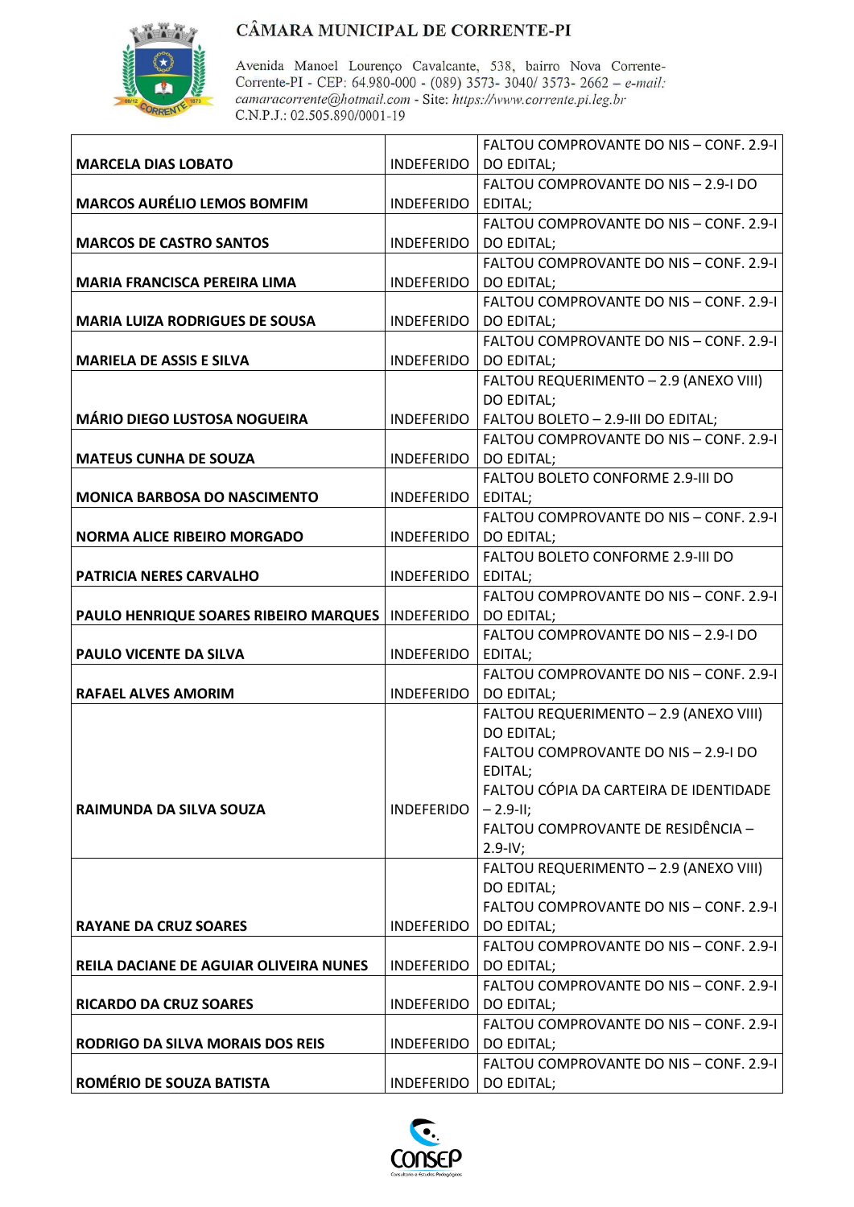| | | |
|---|---|---|
| **MARCELA DIAS LOBATO** | INDEFERIDO | FALTOU COMPROVANTE DO NIS – CONF. 2.9-I DO EDITAL; |
| **MARCOS AURÉLIO LEMOS BOMFIM** | INDEFERIDO | FALTOU COMPROVANTE DO NIS – 2.9-I DO EDITAL; |
| **MARCOS DE CASTRO SANTOS** | INDEFERIDO | FALTOU COMPROVANTE DO NIS – CONF. 2.9-I DO EDITAL; |
| **MARIA FRANCISCA PEREIRA LIMA** | INDEFERIDO | FALTOU COMPROVANTE DO NIS – CONF. 2.9-I DO EDITAL; |
| **MARIA LUIZA RODRIGUES DE SOUSA** | INDEFERIDO | FALTOU COMPROVANTE DO NIS – CONF. 2.9-I DO EDITAL; |
| **MARIELA DE ASSIS E SILVA** | INDEFERIDO | FALTOU COMPROVANTE DO NIS – CONF. 2.9-I DO EDITAL; |
| **MÁRIO DIEGO LUSTOSA NOGUEIRA** | INDEFERIDO | FALTOU REQUERIMENTO – 2.9 (ANEXO VIII) DO EDITAL; FALTOU BOLETO – 2.9-III DO EDITAL; |
| **MATEUS CUNHA DE SOUZA** | INDEFERIDO | FALTOU COMPROVANTE DO NIS – CONF. 2.9-I DO EDITAL; |
| **MONICA BARBOSA DO NASCIMENTO** | INDEFERIDO | FALTOU BOLETO CONFORME 2.9-III DO EDITAL; |
| **NORMA ALICE RIBEIRO MORGADO** | INDEFERIDO | FALTOU COMPROVANTE DO NIS – CONF. 2.9-I DO EDITAL; |
| **PATRICIA NERES CARVALHO** | INDEFERIDO | FALTOU BOLETO CONFORME 2.9-III DO EDITAL; |
| **PAULO HENRIQUE SOARES RIBEIRO MARQUES** | INDEFERIDO | FALTOU COMPROVANTE DO NIS – CONF. 2.9-I DO EDITAL; |
| **PAULO VICENTE DA SILVA** | INDEFERIDO | FALTOU COMPROVANTE DO NIS – 2.9-I DO EDITAL; |
| **RAFAEL ALVES AMORIM** | INDEFERIDO | FALTOU COMPROVANTE DO NIS – CONF. 2.9-I DO EDITAL; |
| **RAIMUNDA DA SILVA SOUZA** | INDEFERIDO | FALTOU REQUERIMENTO – 2.9 (ANEXO VIII) DO EDITAL; FALTOU COMPROVANTE DO NIS – 2.9-I DO EDITAL; FALTOU CÓPIA DA CARTEIRA DE IDENTIDADE – 2.9-II; FALTOU COMPROVANTE DE RESIDÊNCIA – 2.9-IV; |
| **RAYANE DA CRUZ SOARES** | INDEFERIDO | FALTOU REQUERIMENTO – 2.9 (ANEXO VIII) DO EDITAL; FALTOU COMPROVANTE DO NIS – CONF. 2.9-I DO EDITAL; |
| **REILA DACIANE DE AGUIAR OLIVEIRA NUNES** | INDEFERIDO | FALTOU COMPROVANTE DO NIS – CONF. 2.9-I DO EDITAL; |
| **RICARDO DA CRUZ SOARES** | INDEFERIDO | FALTOU COMPROVANTE DO NIS – CONF. 2.9-I DO EDITAL; |
| **RODRIGO DA SILVA MORAIS DOS REIS** | INDEFERIDO | FALTOU COMPROVANTE DO NIS – CONF. 2.9-I DO EDITAL; |
| **ROMÉRIO DE SOUZA BATISTA** | INDEFERIDO | FALTOU COMPROVANTE DO NIS – CONF. 2.9-I DO EDITAL; |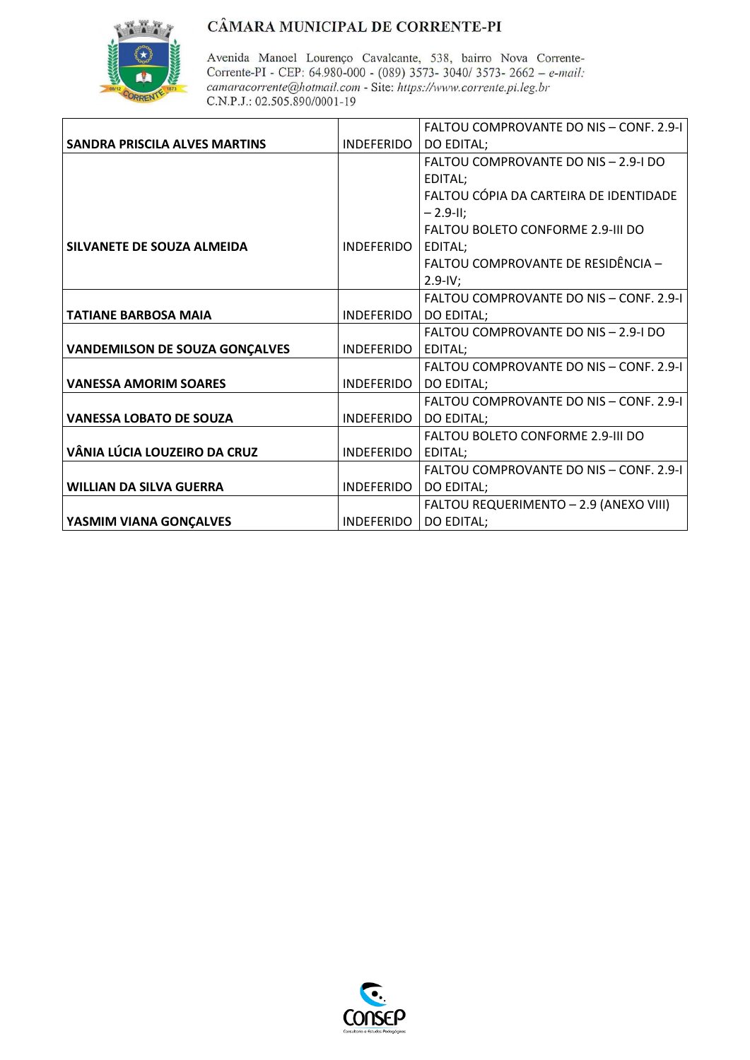| | | |
|---|---|---|
| **SANDRA PRISCILA ALVES MARTINS** | INDEFERIDO | FALTOU COMPROVANTE DO NIS – CONF. 2.9-I DO EDITAL; |
| **SILVANETE DE SOUZA ALMEIDA** | INDEFERIDO | FALTOU COMPROVANTE DO NIS – 2.9-I DO EDITAL; FALTOU CÓPIA DA CARTEIRA DE IDENTIDADE – 2.9-II; FALTOU BOLETO CONFORME 2.9-III DO EDITAL; FALTOU COMPROVANTE DE RESIDÊNCIA – 2.9-IV; |
| **TATIANE BARBOSA MAIA** | INDEFERIDO | FALTOU COMPROVANTE DO NIS – CONF. 2.9-I DO EDITAL; |
| **VANDEMILSON DE SOUZA GONÇALVES** | INDEFERIDO | FALTOU COMPROVANTE DO NIS – 2.9-I DO EDITAL; |
| **VANESSA AMORIM SOARES** | INDEFERIDO | FALTOU COMPROVANTE DO NIS – CONF. 2.9-I DO EDITAL; |
| **VANESSA LOBATO DE SOUZA** | INDEFERIDO | FALTOU COMPROVANTE DO NIS – CONF. 2.9-I DO EDITAL; |
| **VÂNIA LÚCIA LOUZEIRO DA CRUZ** | INDEFERIDO | FALTOU BOLETO CONFORME 2.9-III DO EDITAL; |
| **WILLIAN DA SILVA GUERRA** | INDEFERIDO | FALTOU COMPROVANTE DO NIS – CONF. 2.9-I DO EDITAL; |
| **YASMIM VIANA GONÇALVES** | INDEFERIDO | FALTOU REQUERIMENTO – 2.9 (ANEXO VIII) DO EDITAL; |